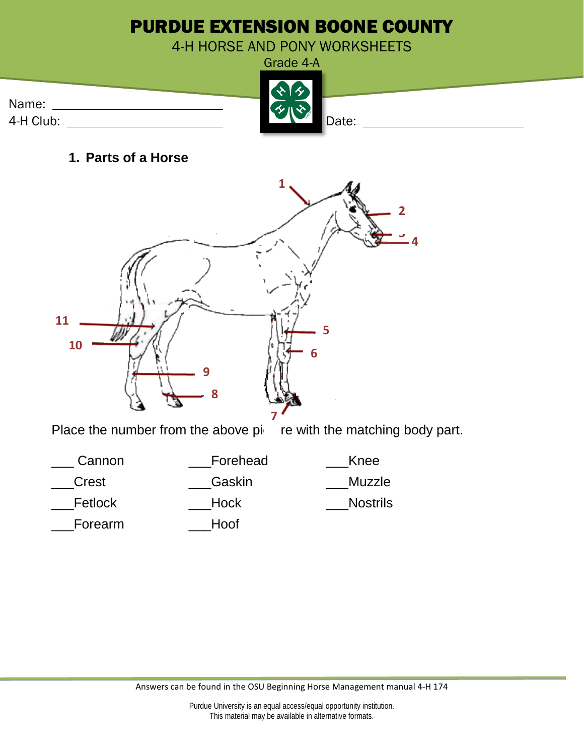# PURDUE EXTENSION BOONE COUNTY

4-H HORSE AND PONY WORKSHEETS

Grade 4-A

Name: ____________________________

4-H Club: ____________________________

Date: ____________________________

## 1. Parts of a Horse

Place the number from the above picture with the matching body part.

___ Cannon

___Crest

___Fetlock

___Forearm

___Forehead

___Gaskin

___Hock

___Hoof

___Knee

___Muzzle

___Nostrils

Answers can be found in the OSU Beginning Horse Management manual 4-H 174

Purdue University is an equal access/equal opportunity institution.
This material may be available in alternative formats.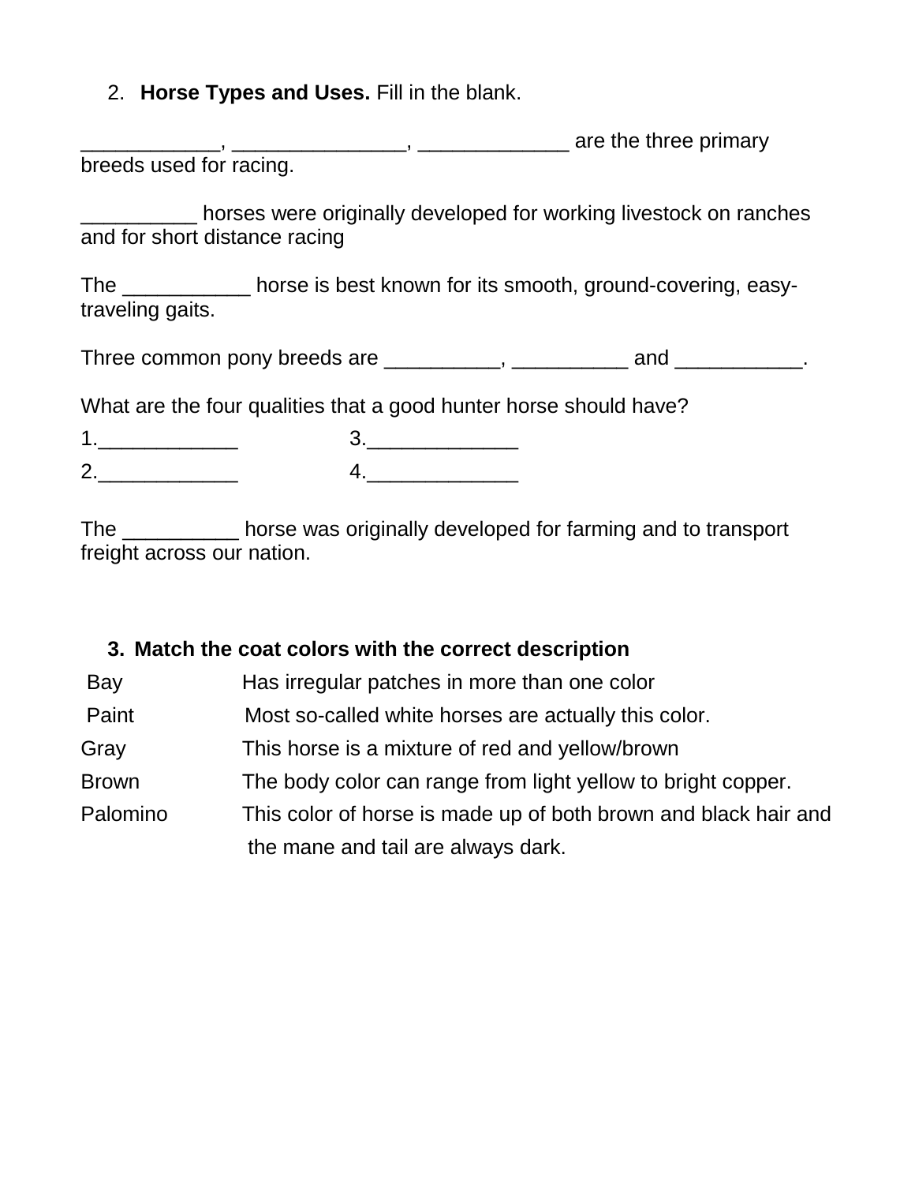2. **Horse Types and Uses.** Fill in the blank.

____________, _______________, _____________ are the three primary breeds used for racing.

__________ horses were originally developed for working livestock on ranches and for short distance racing

The ___________ horse is best known for its smooth, ground-covering, easy-traveling gaits.

Three common pony breeds are __________, __________ and ___________.

What are the four qualities that a good hunter horse should have?

1.____________ 3._____________

2.____________ 4._____________

The __________ horse was originally developed for farming and to transport freight across our nation.

3. **Match the coat colors with the correct description**

| | |
|---|---|
| Bay | Has irregular patches in more than one color |
| Paint | Most so-called white horses are actually this color. |
| Gray | This horse is a mixture of red and yellow/brown |
| Brown | The body color can range from light yellow to bright copper. |
| Palomino | This color of horse is made up of both brown and black hair and the mane and tail are always dark. |